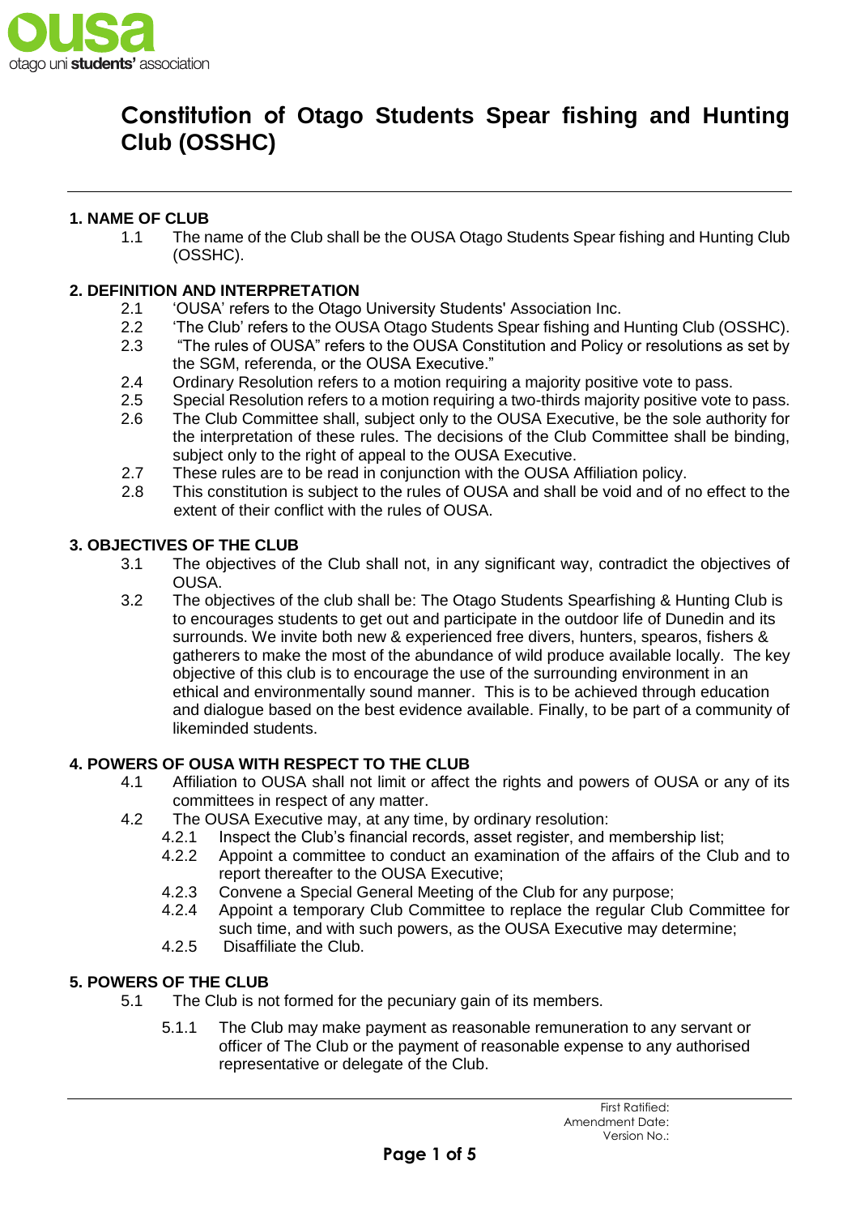# Constitution of Otago Students Spear fishing and Hunting Club (OSSHC)

## 1. NAME OF CLUB

1.1 The name of the Club shall be the OUSA Otago Students Spear fishing and Hunting Club (OSSHC).

## 2. DEFINITION AND INTERPRETATION

2.1 'OUSA' refers to the Otago University Students' Association Inc.

2.2 'The Club' refers to the OUSA Otago Students Spear fishing and Hunting Club (OSSHC).

2.3 "The rules of OUSA" refers to the OUSA Constitution and Policy or resolutions as set by the SGM, referenda, or the OUSA Executive."

2.4 Ordinary Resolution refers to a motion requiring a majority positive vote to pass.

2.5 Special Resolution refers to a motion requiring a two-thirds majority positive vote to pass.

2.6 The Club Committee shall, subject only to the OUSA Executive, be the sole authority for the interpretation of these rules. The decisions of the Club Committee shall be binding, subject only to the right of appeal to the OUSA Executive.

2.7 These rules are to be read in conjunction with the OUSA Affiliation policy.

2.8 This constitution is subject to the rules of OUSA and shall be void and of no effect to the extent of their conflict with the rules of OUSA.

## 3. OBJECTIVES OF THE CLUB

3.1 The objectives of the Club shall not, in any significant way, contradict the objectives of OUSA.

3.2 The objectives of the club shall be: The Otago Students Spearfishing & Hunting Club is to encourages students to get out and participate in the outdoor life of Dunedin and its surrounds. We invite both new & experienced free divers, hunters, spearos, fishers & gatherers to make the most of the abundance of wild produce available locally. The key objective of this club is to encourage the use of the surrounding environment in an ethical and environmentally sound manner. This is to be achieved through education and dialogue based on the best evidence available. Finally, to be part of a community of likeminded students.

## 4. POWERS OF OUSA WITH RESPECT TO THE CLUB

4.1 Affiliation to OUSA shall not limit or affect the rights and powers of OUSA or any of its committees in respect of any matter.

4.2 The OUSA Executive may, at any time, by ordinary resolution:

- 4.2.1 Inspect the Club's financial records, asset register, and membership list;
- 4.2.2 Appoint a committee to conduct an examination of the affairs of the Club and to report thereafter to the OUSA Executive;
- 4.2.3 Convene a Special General Meeting of the Club for any purpose;
- 4.2.4 Appoint a temporary Club Committee to replace the regular Club Committee for such time, and with such powers, as the OUSA Executive may determine;
- 4.2.5 Disaffiliate the Club.

## 5. POWERS OF THE CLUB

5.1 The Club is not formed for the pecuniary gain of its members.

- 5.1.1 The Club may make payment as reasonable remuneration to any servant or officer of The Club or the payment of reasonable expense to any authorised representative or delegate of the Club.

First Ratified:
Amendment Date:
Version No.: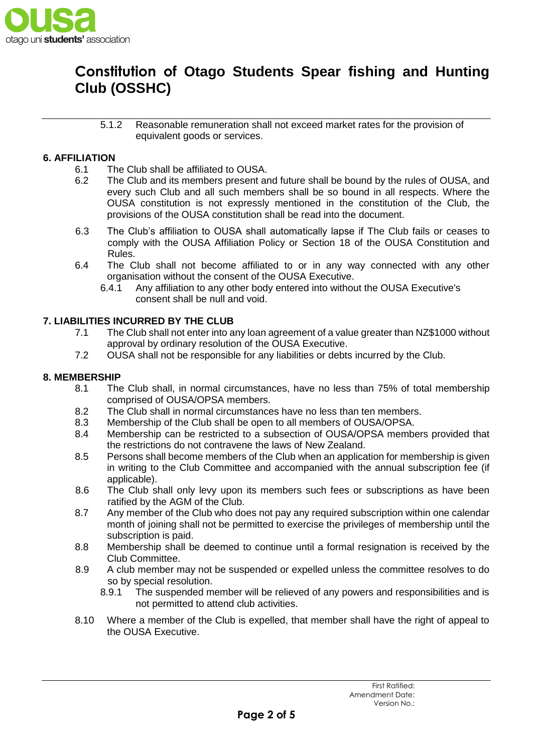5.1.2 Reasonable remuneration shall not exceed market rates for the provision of equivalent goods or services.

## 6. AFFILIATION

6.1 The Club shall be affiliated to OUSA.

6.2 The Club and its members present and future shall be bound by the rules of OUSA, and every such Club and all such members shall be so bound in all respects. Where the OUSA constitution is not expressly mentioned in the constitution of the Club, the provisions of the OUSA constitution shall be read into the document.

6.3 The Club's affiliation to OUSA shall automatically lapse if The Club fails or ceases to comply with the OUSA Affiliation Policy or Section 18 of the OUSA Constitution and Rules.

6.4 The Club shall not become affiliated to or in any way connected with any other organisation without the consent of the OUSA Executive.

6.4.1 Any affiliation to any other body entered into without the OUSA Executive's consent shall be null and void.

## 7. LIABILITIES INCURRED BY THE CLUB

7.1 The Club shall not enter into any loan agreement of a value greater than NZ$1000 without approval by ordinary resolution of the OUSA Executive.

7.2 OUSA shall not be responsible for any liabilities or debts incurred by the Club.

## 8. MEMBERSHIP

8.1 The Club shall, in normal circumstances, have no less than 75% of total membership comprised of OUSA/OPSA members.

8.2 The Club shall in normal circumstances have no less than ten members.

8.3 Membership of the Club shall be open to all members of OUSA/OPSA.

8.4 Membership can be restricted to a subsection of OUSA/OPSA members provided that the restrictions do not contravene the laws of New Zealand.

8.5 Persons shall become members of the Club when an application for membership is given in writing to the Club Committee and accompanied with the annual subscription fee (if applicable).

8.6 The Club shall only levy upon its members such fees or subscriptions as have been ratified by the AGM of the Club.

8.7 Any member of the Club who does not pay any required subscription within one calendar month of joining shall not be permitted to exercise the privileges of membership until the subscription is paid.

8.8 Membership shall be deemed to continue until a formal resignation is received by the Club Committee.

8.9 A club member may not be suspended or expelled unless the committee resolves to do so by special resolution.

8.9.1 The suspended member will be relieved of any powers and responsibilities and is not permitted to attend club activities.

8.10 Where a member of the Club is expelled, that member shall have the right of appeal to the OUSA Executive.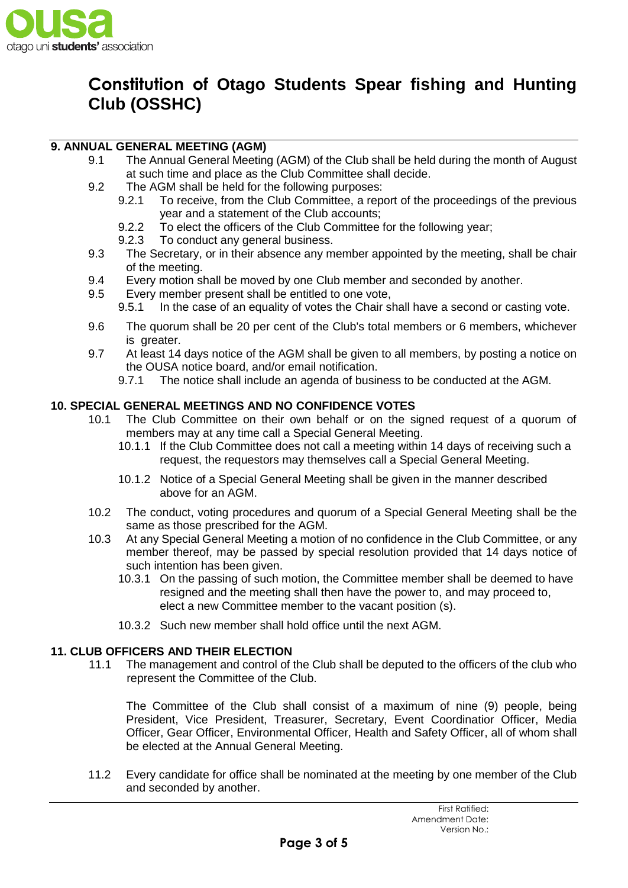# Constitution of Otago Students Spear fishing and Hunting Club (OSSHC)

## 9. ANNUAL GENERAL MEETING (AGM)

9.1 The Annual General Meeting (AGM) of the Club shall be held during the month of August at such time and place as the Club Committee shall decide.

9.2 The AGM shall be held for the following purposes:

- 9.2.1 To receive, from the Club Committee, a report of the proceedings of the previous year and a statement of the Club accounts;
- 9.2.2 To elect the officers of the Club Committee for the following year;
- 9.2.3 To conduct any general business.

9.3 The Secretary, or in their absence any member appointed by the meeting, shall be chair of the meeting.

9.4 Every motion shall be moved by one Club member and seconded by another.

9.5 Every member present shall be entitled to one vote,

- 9.5.1 In the case of an equality of votes the Chair shall have a second or casting vote.

9.6 The quorum shall be 20 per cent of the Club's total members or 6 members, whichever is greater.

9.7 At least 14 days notice of the AGM shall be given to all members, by posting a notice on the OUSA notice board, and/or email notification.

- 9.7.1 The notice shall include an agenda of business to be conducted at the AGM.

## 10. SPECIAL GENERAL MEETINGS AND NO CONFIDENCE VOTES

10.1 The Club Committee on their own behalf or on the signed request of a quorum of members may at any time call a Special General Meeting.

- 10.1.1 If the Club Committee does not call a meeting within 14 days of receiving such a request, the requestors may themselves call a Special General Meeting.
- 10.1.2 Notice of a Special General Meeting shall be given in the manner described above for an AGM.

10.2 The conduct, voting procedures and quorum of a Special General Meeting shall be the same as those prescribed for the AGM.

10.3 At any Special General Meeting a motion of no confidence in the Club Committee, or any member thereof, may be passed by special resolution provided that 14 days notice of such intention has been given.

- 10.3.1 On the passing of such motion, the Committee member shall be deemed to have resigned and the meeting shall then have the power to, and may proceed to, elect a new Committee member to the vacant position (s).
- 10.3.2 Such new member shall hold office until the next AGM.

## 11. CLUB OFFICERS AND THEIR ELECTION

11.1 The management and control of the Club shall be deputed to the officers of the club who represent the Committee of the Club.

The Committee of the Club shall consist of a maximum of nine (9) people, being President, Vice President, Treasurer, Secretary, Event Coordinatior Officer, Media Officer, Gear Officer, Environmental Officer, Health and Safety Officer, all of whom shall be elected at the Annual General Meeting.

11.2 Every candidate for office shall be nominated at the meeting by one member of the Club and seconded by another.

First Ratified:
Amendment Date:
Version No.: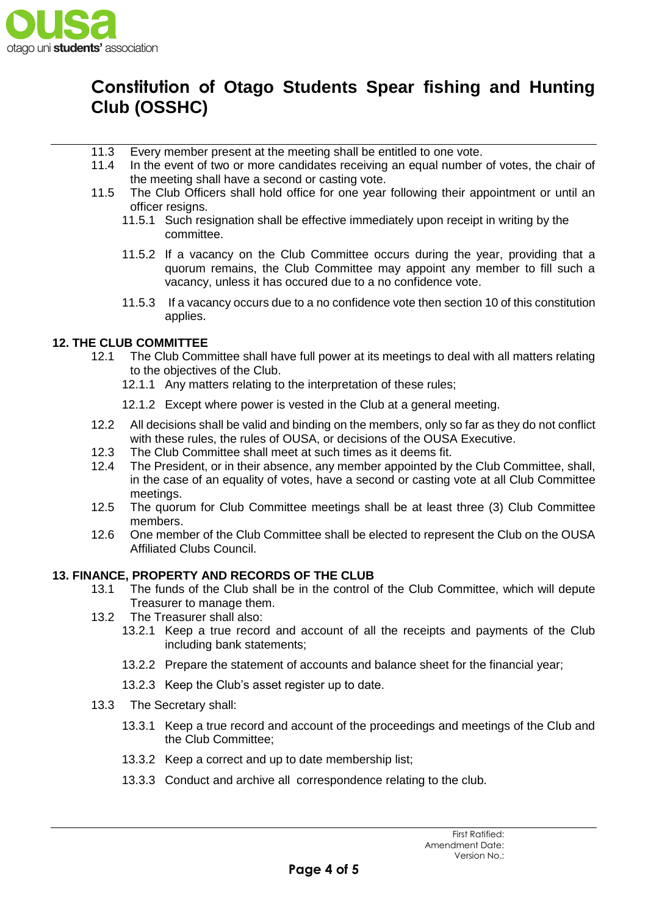11.3 Every member present at the meeting shall be entitled to one vote.

11.4 In the event of two or more candidates receiving an equal number of votes, the chair of the meeting shall have a second or casting vote.

11.5 The Club Officers shall hold office for one year following their appointment or until an officer resigns.

- 11.5.1 Such resignation shall be effective immediately upon receipt in writing by the committee.
- 11.5.2 If a vacancy on the Club Committee occurs during the year, providing that a quorum remains, the Club Committee may appoint any member to fill such a vacancy, unless it has occured due to a no confidence vote.
- 11.5.3 If a vacancy occurs due to a no confidence vote then section 10 of this constitution applies.

## 12. THE CLUB COMMITTEE

12.1 The Club Committee shall have full power at its meetings to deal with all matters relating to the objectives of the Club.

- 12.1.1 Any matters relating to the interpretation of these rules;
- 12.1.2 Except where power is vested in the Club at a general meeting.

12.2 All decisions shall be valid and binding on the members, only so far as they do not conflict with these rules, the rules of OUSA, or decisions of the OUSA Executive.

12.3 The Club Committee shall meet at such times as it deems fit.

12.4 The President, or in their absence, any member appointed by the Club Committee, shall, in the case of an equality of votes, have a second or casting vote at all Club Committee meetings.

12.5 The quorum for Club Committee meetings shall be at least three (3) Club Committee members.

12.6 One member of the Club Committee shall be elected to represent the Club on the OUSA Affiliated Clubs Council.

## 13. FINANCE, PROPERTY AND RECORDS OF THE CLUB

13.1 The funds of the Club shall be in the control of the Club Committee, which will depute Treasurer to manage them.

13.2 The Treasurer shall also:

- 13.2.1 Keep a true record and account of all the receipts and payments of the Club including bank statements;
- 13.2.2 Prepare the statement of accounts and balance sheet for the financial year;
- 13.2.3 Keep the Club's asset register up to date.

13.3 The Secretary shall:

- 13.3.1 Keep a true record and account of the proceedings and meetings of the Club and the Club Committee;
- 13.3.2 Keep a correct and up to date membership list;
- 13.3.3 Conduct and archive all correspondence relating to the club.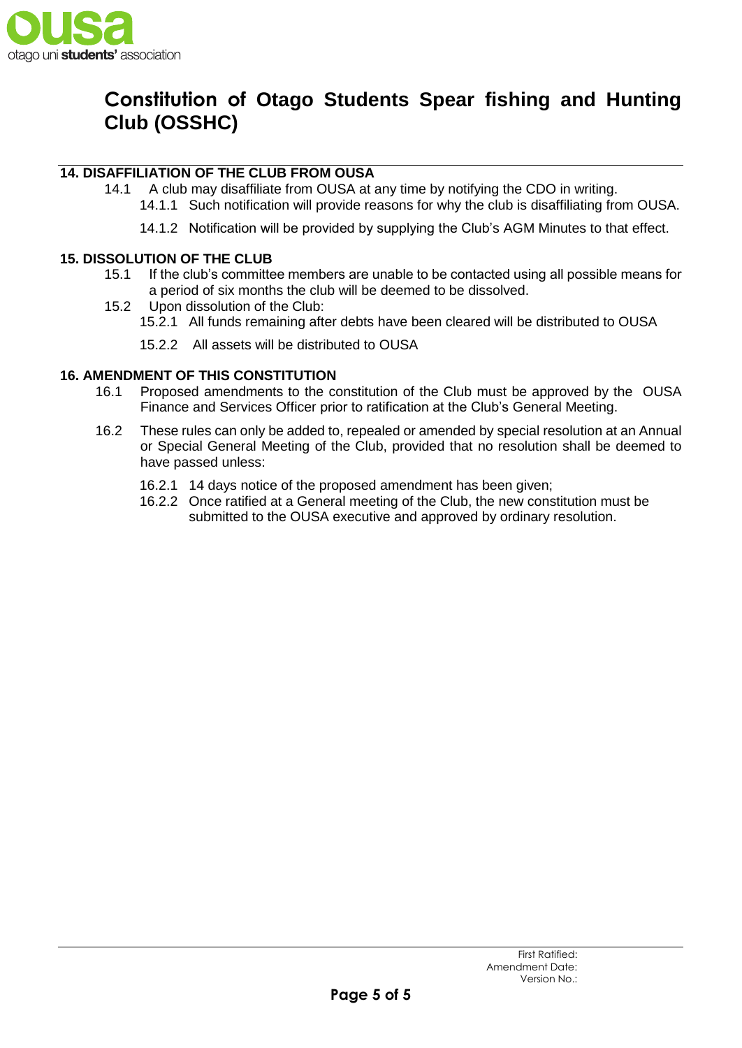# Constitution of Otago Students Spear fishing and Hunting Club (OSSHC)

## 14. DISAFFILIATION OF THE CLUB FROM OUSA

14.1 A club may disaffiliate from OUSA at any time by notifying the CDO in writing.

- 14.1.1 Such notification will provide reasons for why the club is disaffiliating from OUSA.
- 14.1.2 Notification will be provided by supplying the Club's AGM Minutes to that effect.

## 15. DISSOLUTION OF THE CLUB

15.1 If the club's committee members are unable to be contacted using all possible means for a period of six months the club will be deemed to be dissolved.

15.2 Upon dissolution of the Club:

- 15.2.1 All funds remaining after debts have been cleared will be distributed to OUSA
- 15.2.2 All assets will be distributed to OUSA

## 16. AMENDMENT OF THIS CONSTITUTION

16.1 Proposed amendments to the constitution of the Club must be approved by the OUSA Finance and Services Officer prior to ratification at the Club's General Meeting.

16.2 These rules can only be added to, repealed or amended by special resolution at an Annual or Special General Meeting of the Club, provided that no resolution shall be deemed to have passed unless:

- 16.2.1 14 days notice of the proposed amendment has been given;
- 16.2.2 Once ratified at a General meeting of the Club, the new constitution must be submitted to the OUSA executive and approved by ordinary resolution.

First Ratified:
Amendment Date:
Version No.: